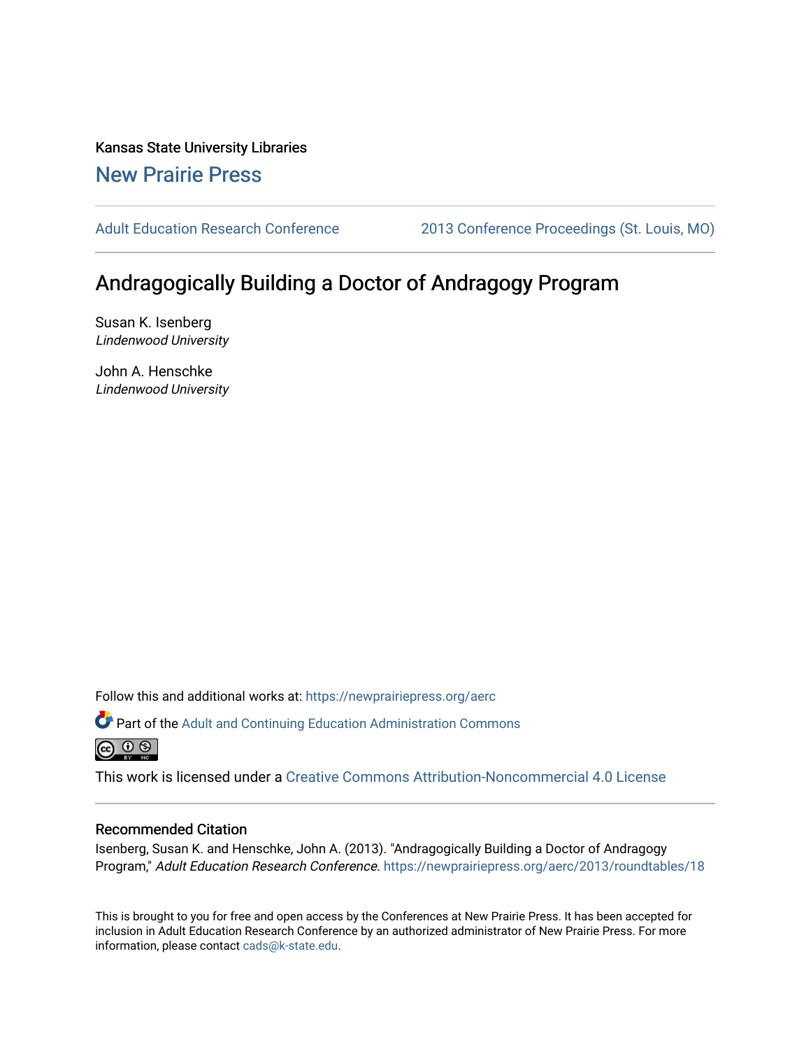Kansas State University Libraries

New Prairie Press

Adult Education Research Conference

2013 Conference Proceedings (St. Louis, MO)

# Andragogically Building a Doctor of Andragogy Program

Susan K. Isenberg
*Lindenwood University*

John A. Henschke
*Lindenwood University*

Follow this and additional works at: https://newprairiepress.org/aerc

Part of the Adult and Continuing Education Administration Commons

This work is licensed under a Creative Commons Attribution-Noncommercial 4.0 License

## Recommended Citation

Isenberg, Susan K. and Henschke, John A. (2013). "Andragogically Building a Doctor of Andragogy Program," *Adult Education Research Conference*. https://newprairiepress.org/aerc/2013/roundtables/18

This is brought to you for free and open access by the Conferences at New Prairie Press. It has been accepted for inclusion in Adult Education Research Conference by an authorized administrator of New Prairie Press. For more information, please contact cads@k-state.edu.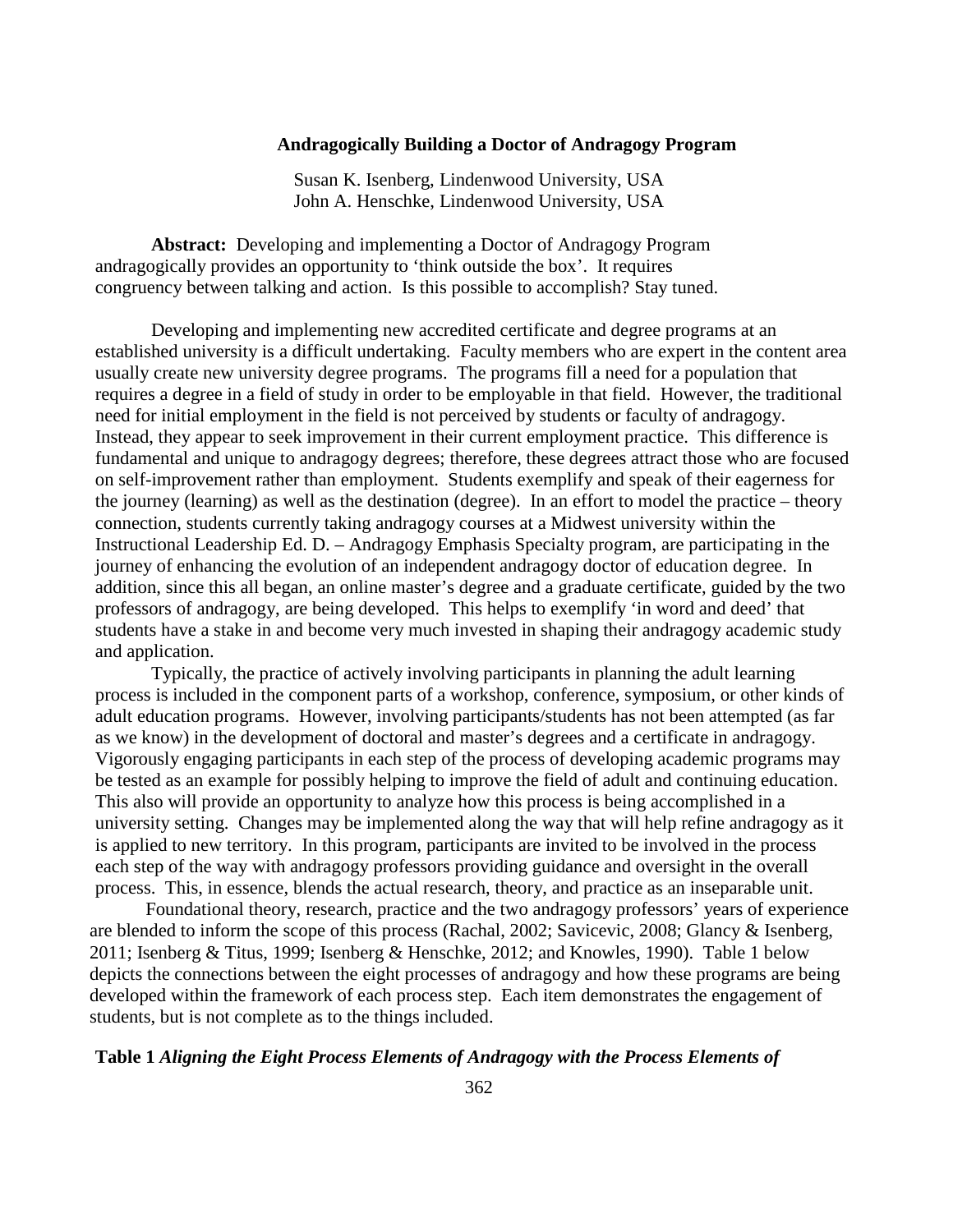**Andragogically Building a Doctor of Andragogy Program**

Susan K. Isenberg, Lindenwood University, USA
John A. Henschke, Lindenwood University, USA

**Abstract:** Developing and implementing a Doctor of Andragogy Program andragogically provides an opportunity to 'think outside the box'. It requires congruency between talking and action. Is this possible to accomplish? Stay tuned.

Developing and implementing new accredited certificate and degree programs at an established university is a difficult undertaking. Faculty members who are expert in the content area usually create new university degree programs. The programs fill a need for a population that requires a degree in a field of study in order to be employable in that field. However, the traditional need for initial employment in the field is not perceived by students or faculty of andragogy. Instead, they appear to seek improvement in their current employment practice. This difference is fundamental and unique to andragogy degrees; therefore, these degrees attract those who are focused on self-improvement rather than employment. Students exemplify and speak of their eagerness for the journey (learning) as well as the destination (degree). In an effort to model the practice – theory connection, students currently taking andragogy courses at a Midwest university within the Instructional Leadership Ed. D. – Andragogy Emphasis Specialty program, are participating in the journey of enhancing the evolution of an independent andragogy doctor of education degree. In addition, since this all began, an online master's degree and a graduate certificate, guided by the two professors of andragogy, are being developed. This helps to exemplify 'in word and deed' that students have a stake in and become very much invested in shaping their andragogy academic study and application.

Typically, the practice of actively involving participants in planning the adult learning process is included in the component parts of a workshop, conference, symposium, or other kinds of adult education programs. However, involving participants/students has not been attempted (as far as we know) in the development of doctoral and master's degrees and a certificate in andragogy. Vigorously engaging participants in each step of the process of developing academic programs may be tested as an example for possibly helping to improve the field of adult and continuing education. This also will provide an opportunity to analyze how this process is being accomplished in a university setting. Changes may be implemented along the way that will help refine andragogy as it is applied to new territory. In this program, participants are invited to be involved in the process each step of the way with andragogy professors providing guidance and oversight in the overall process. This, in essence, blends the actual research, theory, and practice as an inseparable unit.

Foundational theory, research, practice and the two andragogy professors' years of experience are blended to inform the scope of this process (Rachal, 2002; Savicevic, 2008; Glancy & Isenberg, 2011; Isenberg & Titus, 1999; Isenberg & Henschke, 2012; and Knowles, 1990). Table 1 below depicts the connections between the eight processes of andragogy and how these programs are being developed within the framework of each process step. Each item demonstrates the engagement of students, but is not complete as to the things included.

**Table 1** ***Aligning the Eight Process Elements of Andragogy with the Process Elements of***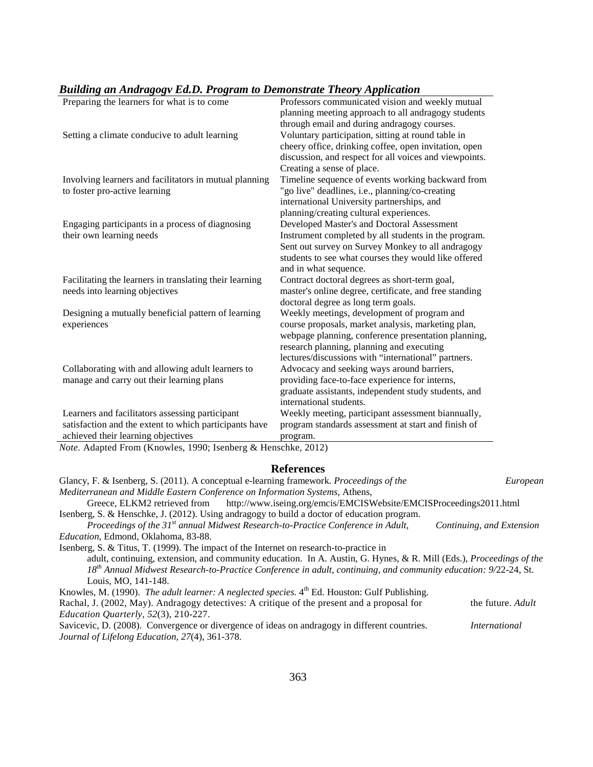***Building an Andragogy Ed.D. Program to Demonstrate Theory Application***

| | |
|---|---|
| Preparing the learners for what is to come | Professors communicated vision and weekly mutual planning meeting approach to all andragogy students through email and during andragogy courses. |
| Setting a climate conducive to adult learning | Voluntary participation, sitting at round table in cheery office, drinking coffee, open invitation, open discussion, and respect for all voices and viewpoints. Creating a sense of place. |
| Involving learners and facilitators in mutual planning to foster pro-active learning | Timeline sequence of events working backward from "go live" deadlines, i.e., planning/co-creating international University partnerships, and planning/creating cultural experiences. |
| Engaging participants in a process of diagnosing their own learning needs | Developed Master's and Doctoral Assessment Instrument completed by all students in the program. Sent out survey on Survey Monkey to all andragogy students to see what courses they would like offered and in what sequence. |
| Facilitating the learners in translating their learning needs into learning objectives | Contract doctoral degrees as short-term goal, master's online degree, certificate, and free standing doctoral degree as long term goals. |
| Designing a mutually beneficial pattern of learning experiences | Weekly meetings, development of program and course proposals, market analysis, marketing plan, webpage planning, conference presentation planning, research planning, planning and executing lectures/discussions with "international" partners. |
| Collaborating with and allowing adult learners to manage and carry out their learning plans | Advocacy and seeking ways around barriers, providing face-to-face experience for interns, graduate assistants, independent study students, and international students. |
| Learners and facilitators assessing participant satisfaction and the extent to which participants have achieved their learning objectives | Weekly meeting, participant assessment biannually, program standards assessment at start and finish of program. |

*Note.* Adapted From (Knowles, 1990; Isenberg & Henschke, 2012)

## References

Glancy, F. & Isenberg, S. (2011). A conceptual e-learning framework. *Proceedings of the European Mediterranean and Middle Eastern Conference on Information Systems,* Athens, Greece, ELKM2 retrieved from http://www.iseing.org/emcis/EMCISWebsite/EMCISProceedings2011.html

Isenberg, S. & Henschke, J. (2012). Using andragogy to build a doctor of education program. *Proceedings of the 31st annual Midwest Research-to-Practice Conference in Adult, Continuing, and Extension Education,* Edmond, Oklahoma, 83-88.

Isenberg, S. & Titus, T. (1999). The impact of the Internet on research-to-practice in adult, continuing, extension, and community education. In A. Austin, G. Hynes, & R. Mill (Eds.), *Proceedings of the 18th Annual Midwest Research-to-Practice Conference in adult, continuing, and community education: 9/*22-24, St. Louis, MO, 141-148.

Knowles, M. (1990). *The adult learner: A neglected species.* 4th Ed. Houston: Gulf Publishing.

Rachal, J. (2002, May). Andragogy detectives: A critique of the present and a proposal for the future. *Adult Education Quarterly, 52*(3), 210-227.

Savicevic, D. (2008). Convergence or divergence of ideas on andragogy in different countries. *International Journal of Lifelong Education, 27*(4), 361-378.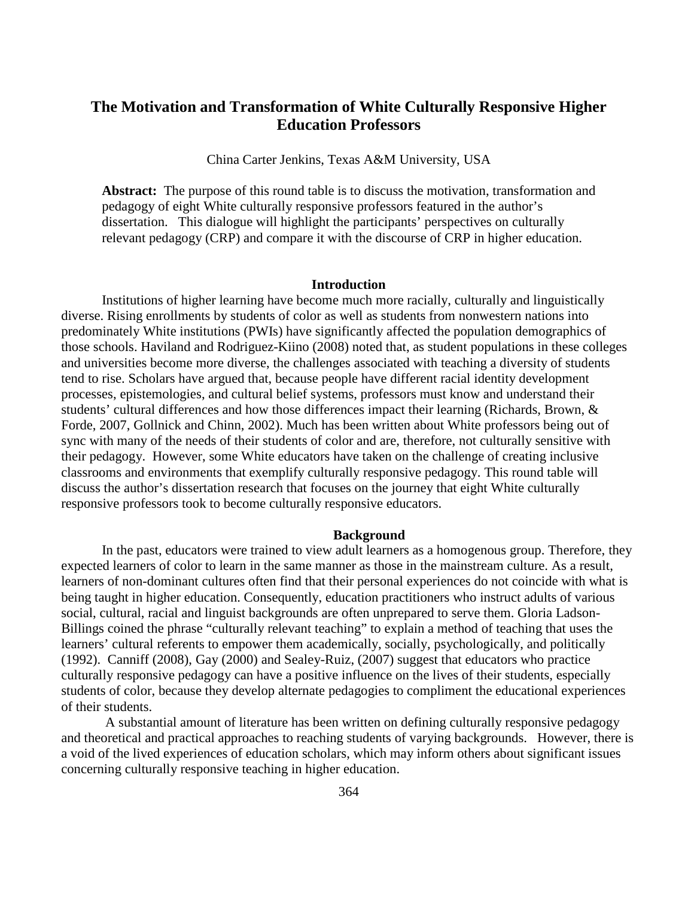# The Motivation and Transformation of White Culturally Responsive Higher Education Professors

China Carter Jenkins, Texas A&M University, USA

**Abstract:** The purpose of this round table is to discuss the motivation, transformation and pedagogy of eight White culturally responsive professors featured in the author's dissertation. This dialogue will highlight the participants' perspectives on culturally relevant pedagogy (CRP) and compare it with the discourse of CRP in higher education.

## Introduction

Institutions of higher learning have become much more racially, culturally and linguistically diverse. Rising enrollments by students of color as well as students from nonwestern nations into predominately White institutions (PWIs) have significantly affected the population demographics of those schools. Haviland and Rodriguez-Kiino (2008) noted that, as student populations in these colleges and universities become more diverse, the challenges associated with teaching a diversity of students tend to rise. Scholars have argued that, because people have different racial identity development processes, epistemologies, and cultural belief systems, professors must know and understand their students' cultural differences and how those differences impact their learning (Richards, Brown, & Forde, 2007, Gollnick and Chinn, 2002). Much has been written about White professors being out of sync with many of the needs of their students of color and are, therefore, not culturally sensitive with their pedagogy. However, some White educators have taken on the challenge of creating inclusive classrooms and environments that exemplify culturally responsive pedagogy. This round table will discuss the author's dissertation research that focuses on the journey that eight White culturally responsive professors took to become culturally responsive educators.

## Background

In the past, educators were trained to view adult learners as a homogenous group. Therefore, they expected learners of color to learn in the same manner as those in the mainstream culture. As a result, learners of non-dominant cultures often find that their personal experiences do not coincide with what is being taught in higher education. Consequently, education practitioners who instruct adults of various social, cultural, racial and linguist backgrounds are often unprepared to serve them. Gloria Ladson-Billings coined the phrase "culturally relevant teaching" to explain a method of teaching that uses the learners' cultural referents to empower them academically, socially, psychologically, and politically (1992). Canniff (2008), Gay (2000) and Sealey-Ruiz, (2007) suggest that educators who practice culturally responsive pedagogy can have a positive influence on the lives of their students, especially students of color, because they develop alternate pedagogies to compliment the educational experiences of their students.

A substantial amount of literature has been written on defining culturally responsive pedagogy and theoretical and practical approaches to reaching students of varying backgrounds. However, there is a void of the lived experiences of education scholars, which may inform others about significant issues concerning culturally responsive teaching in higher education.